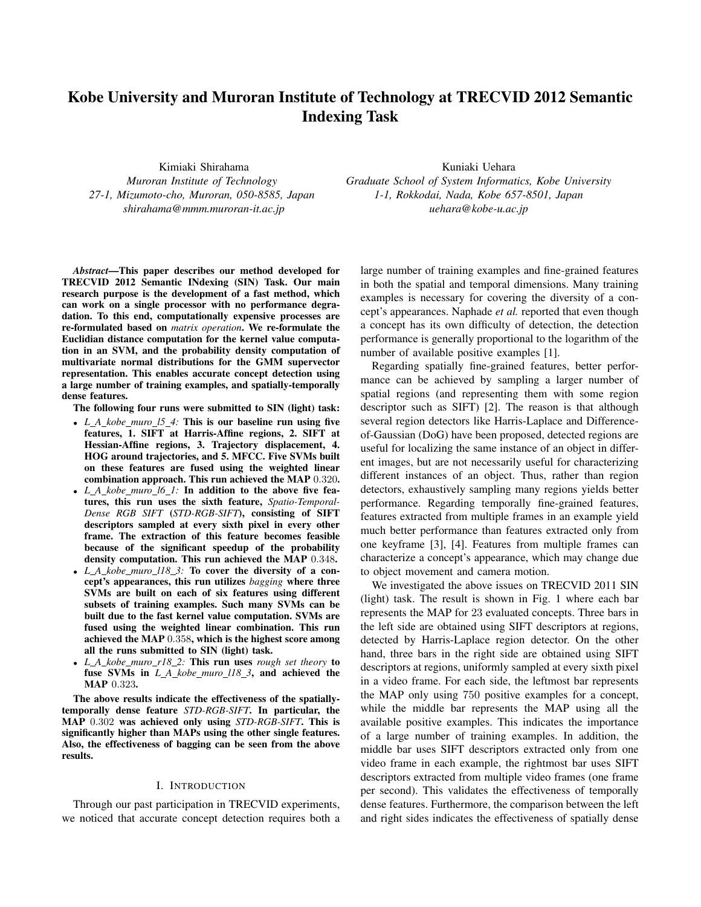# Kobe University and Muroran Institute of Technology at TRECVID 2012 Semantic Indexing Task

Kimiaki Shirahama
*Muroran Institute of Technology*
*27-1, Mizumoto-cho, Muroran, 050-8585, Japan*
*shirahama@mmm.muroran-it.ac.jp*

Kuniaki Uehara
*Graduate School of System Informatics, Kobe University*
*1-1, Rokkodai, Nada, Kobe 657-8501, Japan*
*uehara@kobe-u.ac.jp*

***Abstract*—This paper describes our method developed for TRECVID 2012 Semantic INdexing (SIN) Task. Our main research purpose is the development of a fast method, which can work on a single processor with no performance degradation. To this end, computationally expensive processes are re-formulated based on *matrix operation*. We re-formulate the Euclidian distance computation for the kernel value computation in an SVM, and the probability density computation of multivariate normal distributions for the GMM supervector representation. This enables accurate concept detection using a large number of training examples, and spatially-temporally dense features.**

**The following four runs were submitted to SIN (light) task:**

- ***L_A_kobe_muro_l5_4:* This is our baseline run using five features, 1. SIFT at Harris-Affine regions, 2. SIFT at Hessian-Affine regions, 3. Trajectory displacement, 4. HOG around trajectories, and 5. MFCC. Five SVMs built on these features are fused using the weighted linear combination approach. This run achieved the MAP 0.320.**
- ***L_A_kobe_muro_l6_1:* In addition to the above five features, this run uses the sixth feature, *Spatio-Temporal-Dense RGB SIFT* (*STD-RGB-SIFT*), consisting of SIFT descriptors sampled at every sixth pixel in every other frame. The extraction of this feature becomes feasible because of the significant speedup of the probability density computation. This run achieved the MAP 0.348.**
- ***L_A_kobe_muro_l18_3:* To cover the diversity of a concept's appearances, this run utilizes *bagging* where three SVMs are built on each of six features using different subsets of training examples. Such many SVMs can be built due to the fast kernel value computation. SVMs are fused using the weighted linear combination. This run achieved the MAP 0.358, which is the highest score among all the runs submitted to SIN (light) task.**
- ***L_A_kobe_muro_r18_2:* This run uses *rough set theory* to fuse SVMs in *L_A_kobe_muro_l18_3*, and achieved the MAP 0.323.**

**The above results indicate the effectiveness of the spatially-temporally dense feature *STD-RGB-SIFT*. In particular, the MAP 0.302 was achieved only using *STD-RGB-SIFT*. This is significantly higher than MAPs using the other single features. Also, the effectiveness of bagging can be seen from the above results.**

## I. Introduction

Through our past participation in TRECVID experiments, we noticed that accurate concept detection requires both a large number of training examples and fine-grained features in both the spatial and temporal dimensions. Many training examples is necessary for covering the diversity of a concept's appearances. Naphade *et al.* reported that even though a concept has its own difficulty of detection, the detection performance is generally proportional to the logarithm of the number of available positive examples [1].

Regarding spatially fine-grained features, better performance can be achieved by sampling a larger number of spatial regions (and representing them with some region descriptor such as SIFT) [2]. The reason is that although several region detectors like Harris-Laplace and Difference-of-Gaussian (DoG) have been proposed, detected regions are useful for localizing the same instance of an object in different images, but are not necessarily useful for characterizing different instances of an object. Thus, rather than region detectors, exhaustively sampling many regions yields better performance. Regarding temporally fine-grained features, features extracted from multiple frames in an example yield much better performance than features extracted only from one keyframe [3], [4]. Features from multiple frames can characterize a concept's appearance, which may change due to object movement and camera motion.

We investigated the above issues on TRECVID 2011 SIN (light) task. The result is shown in Fig. 1 where each bar represents the MAP for 23 evaluated concepts. Three bars in the left side are obtained using SIFT descriptors at regions, detected by Harris-Laplace region detector. On the other hand, three bars in the right side are obtained using SIFT descriptors at regions, uniformly sampled at every sixth pixel in a video frame. For each side, the leftmost bar represents the MAP only using 750 positive examples for a concept, while the middle bar represents the MAP using all the available positive examples. This indicates the importance of a large number of training examples. In addition, the middle bar uses SIFT descriptors extracted only from one video frame in each example, the rightmost bar uses SIFT descriptors extracted from multiple video frames (one frame per second). This validates the effectiveness of temporally dense features. Furthermore, the comparison between the left and right sides indicates the effectiveness of spatially dense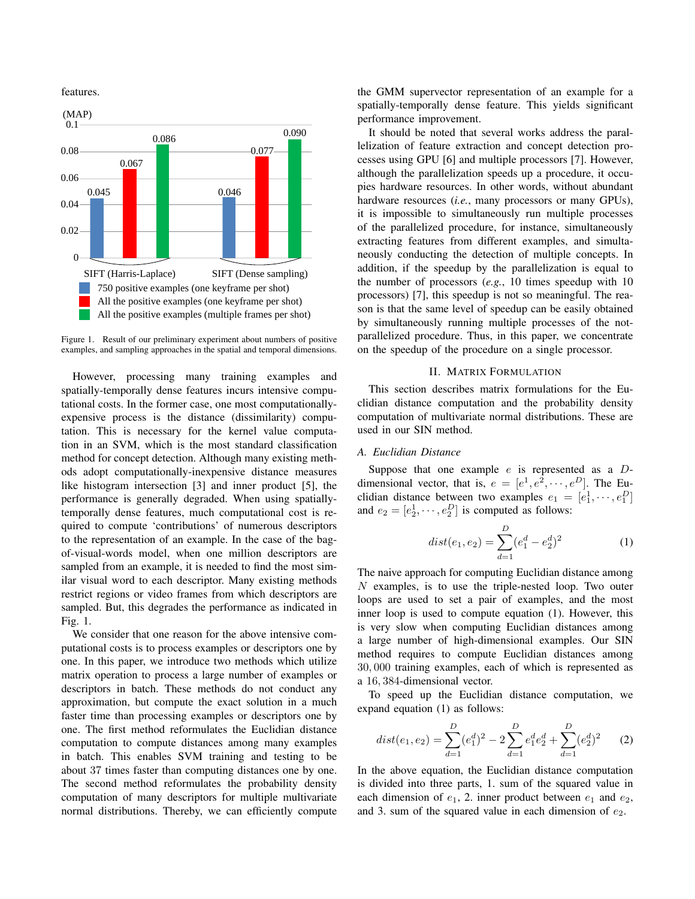features.

Figure 1. Result of our preliminary experiment about numbers of positive examples, and sampling approaches in the spatial and temporal dimensions.

However, processing many training examples and spatially-temporally dense features incurs intensive computational costs. In the former case, one most computationally-expensive process is the distance (dissimilarity) computation. This is necessary for the kernel value computation in an SVM, which is the most standard classification method for concept detection. Although many existing methods adopt computationally-inexpensive distance measures like histogram intersection [3] and inner product [5], the performance is generally degraded. When using spatially-temporally dense features, much computational cost is required to compute 'contributions' of numerous descriptors to the representation of an example. In the case of the bag-of-visual-words model, when one million descriptors are sampled from an example, it is needed to find the most similar visual word to each descriptor. Many existing methods restrict regions or video frames from which descriptors are sampled. But, this degrades the performance as indicated in Fig. 1.

We consider that one reason for the above intensive computational costs is to process examples or descriptors one by one. In this paper, we introduce two methods which utilize matrix operation to process a large number of examples or descriptors in batch. These methods do not conduct any approximation, but compute the exact solution in a much faster time than processing examples or descriptors one by one. The first method reformulates the Euclidian distance computation to compute distances among many examples in batch. This enables SVM training and testing to be about 37 times faster than computing distances one by one. The second method reformulates the probability density computation of many descriptors for multiple multivariate normal distributions. Thereby, we can efficiently compute the GMM supervector representation of an example for a spatially-temporally dense feature. This yields significant performance improvement.

It should be noted that several works address the parallelization of feature extraction and concept detection processes using GPU [6] and multiple processors [7]. However, although the parallelization speeds up a procedure, it occupies hardware resources. In other words, without abundant hardware resources (*i.e.*, many processors or many GPUs), it is impossible to simultaneously run multiple processes of the parallelized procedure, for instance, simultaneously extracting features from different examples, and simultaneously conducting the detection of multiple concepts. In addition, if the speedup by the parallelization is equal to the number of processors (*e.g.*, 10 times speedup with 10 processors) [7], this speedup is not so meaningful. The reason is that the same level of speedup can be easily obtained by simultaneously running multiple processes of the not-parallelized procedure. Thus, in this paper, we concentrate on the speedup of the procedure on a single processor.

## II. Matrix Formulation

This section describes matrix formulations for the Euclidian distance computation and the probability density computation of multivariate normal distributions. These are used in our SIN method.

### A. Euclidian Distance

Suppose that one example $e$ is represented as a $D$-dimensional vector, that is, $e = [e^1, e^2, \cdots, e^D]$. The Euclidian distance between two examples $e_1 = [e_1^1, \cdots, e_1^D]$ and $e_2 = [e_2^1, \cdots, e_2^D]$ is computed as follows:

$$dist(e_1, e_2) = \sum_{d=1}^{D} (e_1^d - e_2^d)^2 \tag{1}$$

The naive approach for computing Euclidian distance among $N$ examples, is to use the triple-nested loop. Two outer loops are used to set a pair of examples, and the most inner loop is used to compute equation (1). However, this is very slow when computing Euclidian distances among a large number of high-dimensional examples. Our SIN method requires to compute Euclidian distances among $30,000$ training examples, each of which is represented as a $16,384$-dimensional vector.

To speed up the Euclidian distance computation, we expand equation (1) as follows:

$$dist(e_1, e_2) = \sum_{d=1}^{D} (e_1^d)^2 - 2\sum_{d=1}^{D} e_1^d e_2^d + \sum_{d=1}^{D} (e_2^d)^2 \tag{2}$$

In the above equation, the Euclidian distance computation is divided into three parts, 1. sum of the squared value in each dimension of $e_1$, 2. inner product between $e_1$ and $e_2$, and 3. sum of the squared value in each dimension of $e_2$.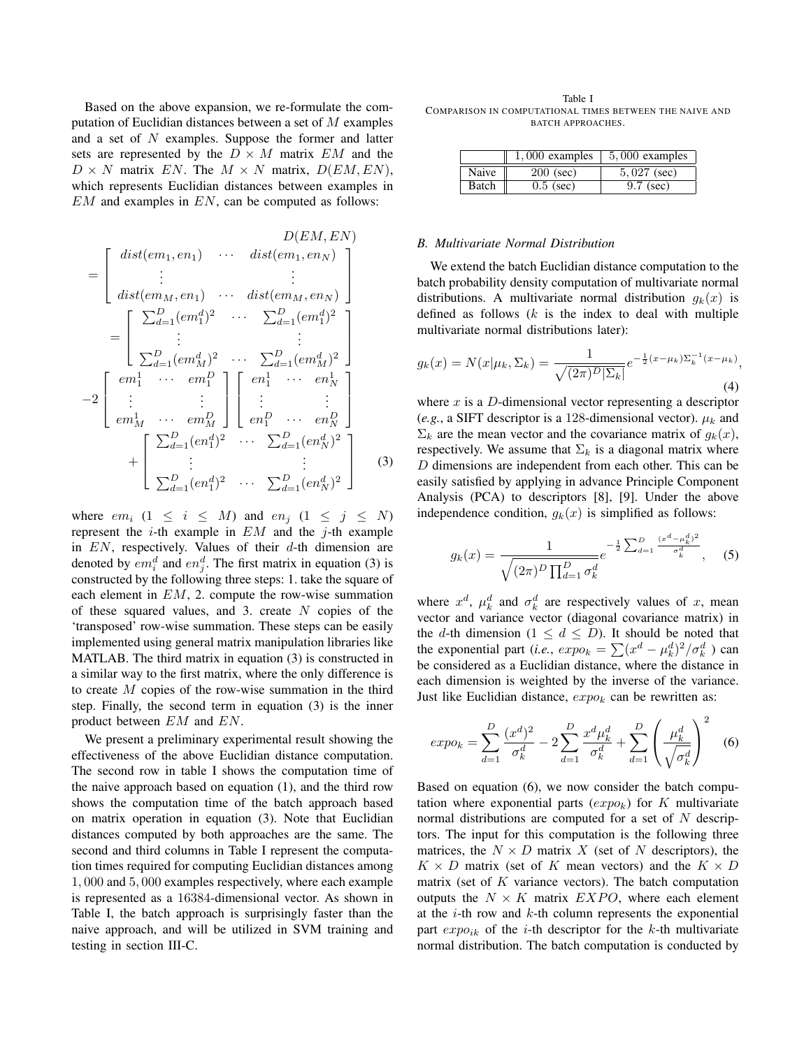Based on the above expansion, we re-formulate the computation of Euclidian distances between a set of $M$ examples and a set of $N$ examples. Suppose the former and latter sets are represented by the $D \times M$ matrix $EM$ and the $D \times N$ matrix $EN$. The $M \times N$ matrix, $D(EM, EN)$, which represents Euclidian distances between examples in $EM$ and examples in $EN$, can be computed as follows:

$$
\begin{aligned}
& D(EM, EN) \\
&= \begin{bmatrix} dist(em_1, en_1) & \cdots & dist(em_1, en_N) \\ \vdots & & \vdots \\ dist(em_M, en_1) & \cdots & dist(em_M, en_N) \end{bmatrix} \\
&= \begin{bmatrix} \sum_{d=1}^{D}(em_1^d)^2 & \cdots & \sum_{d=1}^{D}(em_1^d)^2 \\ \vdots & & \vdots \\ \sum_{d=1}^{D}(em_M^d)^2 & \cdots & \sum_{d=1}^{D}(em_M^d)^2 \end{bmatrix} \\
& -2 \begin{bmatrix} em_1^1 & \cdots & em_1^D \\ \vdots & & \vdots \\ em_M^1 & \cdots & em_M^D \end{bmatrix} \begin{bmatrix} en_1^1 & \cdots & en_N^1 \\ \vdots & & \vdots \\ en_1^D & \cdots & en_N^D \end{bmatrix} \\
& + \begin{bmatrix} \sum_{d=1}^{D}(en_1^d)^2 & \cdots & \sum_{d=1}^{D}(en_N^d)^2 \\ \vdots & & \vdots \\ \sum_{d=1}^{D}(en_1^d)^2 & \cdots & \sum_{d=1}^{D}(en_N^d)^2 \end{bmatrix}
\end{aligned} \tag{3}
$$

where $em_i$ ($1 \leq i \leq M$) and $en_j$ ($1 \leq j \leq N$) represent the $i$-th example in $EM$ and the $j$-th example in $EN$, respectively. Values of their $d$-th dimension are denoted by $em_i^d$ and $en_j^d$. The first matrix in equation (3) is constructed by the following three steps: 1. take the square of each element in $EM$, 2. compute the row-wise summation of these squared values, and 3. create $N$ copies of the 'transposed' row-wise summation. These steps can be easily implemented using general matrix manipulation libraries like MATLAB. The third matrix in equation (3) is constructed in a similar way to the first matrix, where the only difference is to create $M$ copies of the row-wise summation in the third step. Finally, the second term in equation (3) is the inner product between $EM$ and $EN$.

We present a preliminary experimental result showing the effectiveness of the above Euclidian distance computation. The second row in table I shows the computation time of the naive approach based on equation (1), and the third row shows the computation time of the batch approach based on matrix operation in equation (3). Note that Euclidian distances computed by both approaches are the same. The second and third columns in Table I represent the computation times required for computing Euclidian distances among $1,000$ and $5,000$ examples respectively, where each example is represented as a 16384-dimensional vector. As shown in Table I, the batch approach is surprisingly faster than the naive approach, and will be utilized in SVM training and testing in section III-C.

Table I
COMPARISON IN COMPUTATIONAL TIMES BETWEEN THE NAIVE AND BATCH APPROACHES.

| | $1,000$ examples | $5,000$ examples |
|---|---|---|
| Naive | 200 (sec) | $5,027$ (sec) |
| Batch | 0.5 (sec) | 9.7 (sec) |

### *B. Multivariate Normal Distribution*

We extend the batch Euclidian distance computation to the batch probability density computation of multivariate normal distributions. A multivariate normal distribution $g_k(x)$ is defined as follows ($k$ is the index to deal with multiple multivariate normal distributions later):

$$
g_k(x) = N(x|\mu_k, \Sigma_k) = \frac{1}{\sqrt{(2\pi)^D |\Sigma_k|}} e^{-\frac{1}{2}(x-\mu_k)\Sigma_k^{-1}(x-\mu_k)}, \tag{4}
$$

where $x$ is a $D$-dimensional vector representing a descriptor (*e.g.*, a SIFT descriptor is a 128-dimensional vector). $\mu_k$ and $\Sigma_k$ are the mean vector and the covariance matrix of $g_k(x)$, respectively. We assume that $\Sigma_k$ is a diagonal matrix where $D$ dimensions are independent from each other. This can be easily satisfied by applying in advance Principle Component Analysis (PCA) to descriptors [8], [9]. Under the above independence condition, $g_k(x)$ is simplified as follows:

$$
g_k(x) = \frac{1}{\sqrt{(2\pi)^D \prod_{d=1}^{D} \sigma_k^d}} e^{-\frac{1}{2}\sum_{d=1}^{D} \frac{(x^d - \mu_k^d)^2}{\sigma_k^d}}, \tag{5}
$$

where $x^d$, $\mu_k^d$ and $\sigma_k^d$ are respectively values of $x$, mean vector and variance vector (diagonal covariance matrix) in the $d$-th dimension ($1 \leq d \leq D$). It should be noted that the exponential part (*i.e.*, $expo_k = \sum (x^d - \mu_k^d)^2/\sigma_k^d$ ) can be considered as a Euclidian distance, where the distance in each dimension is weighted by the inverse of the variance. Just like Euclidian distance, $expo_k$ can be rewritten as:

$$
expo_k = \sum_{d=1}^{D} \frac{(x^d)^2}{\sigma_k^d} - 2\sum_{d=1}^{D} \frac{x^d \mu_k^d}{\sigma_k^d} + \sum_{d=1}^{D} \left( \frac{\mu_k^d}{\sqrt{\sigma_k^d}} \right)^2 \tag{6}
$$

Based on equation (6), we now consider the batch computation where exponential parts ($expo_k$) for $K$ multivariate normal distributions are computed for a set of $N$ descriptors. The input for this computation is the following three matrices, the $N \times D$ matrix $X$ (set of $N$ descriptors), the $K \times D$ matrix (set of $K$ mean vectors) and the $K \times D$ matrix (set of $K$ variance vectors). The batch computation outputs the $N \times K$ matrix $EXPO$, where each element at the $i$-th row and $k$-th column represents the exponential part $expo_{ik}$ of the $i$-th descriptor for the $k$-th multivariate normal distribution. The batch computation is conducted by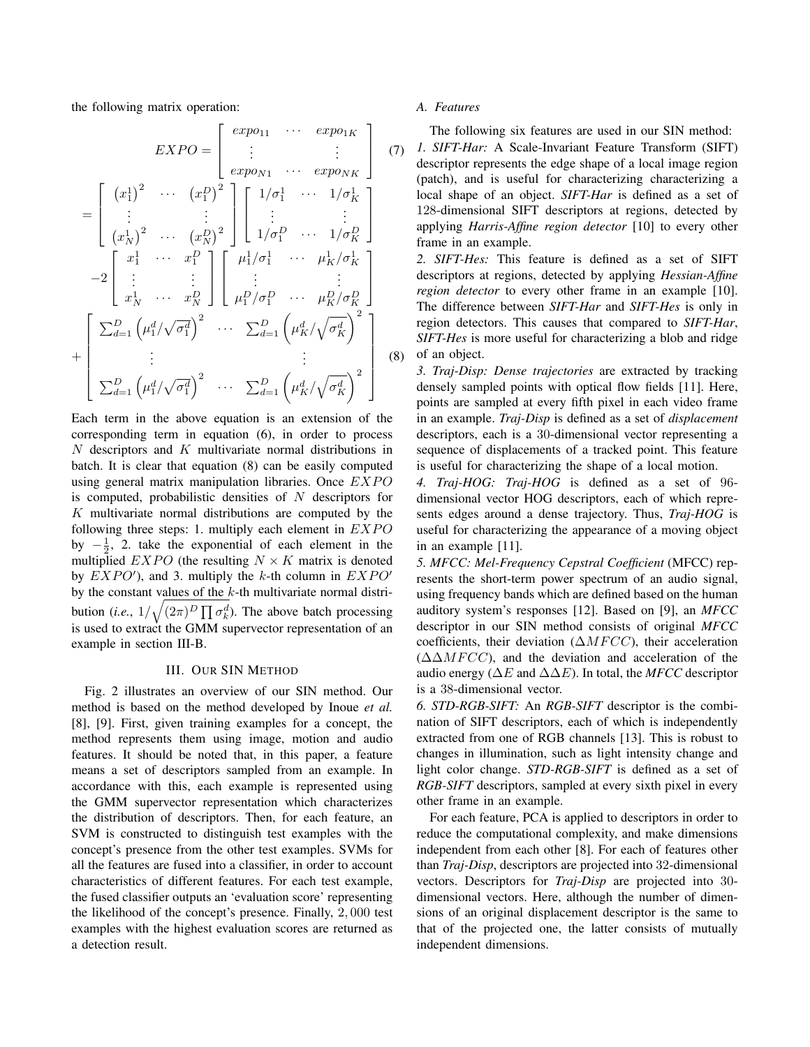the following matrix operation:

$$EXPO = \begin{bmatrix} expo_{11} & \cdots & expo_{1K} \\ \vdots & & \vdots \\ expo_{N1} & \cdots & expo_{NK} \end{bmatrix} \tag{7}$$

$$= \begin{bmatrix} \left(x_1^1\right)^2 & \cdots & \left(x_1^D\right)^2 \\ \vdots & & \vdots \\ \left(x_N^1\right)^2 & \cdots & \left(x_N^D\right)^2 \end{bmatrix} \begin{bmatrix} 1/\sigma_1^1 & \cdots & 1/\sigma_K^1 \\ \vdots & & \vdots \\ 1/\sigma_1^D & \cdots & 1/\sigma_K^D \end{bmatrix}$$
$$-2 \begin{bmatrix} x_1^1 & \cdots & x_1^D \\ \vdots & & \vdots \\ x_N^1 & \cdots & x_N^D \end{bmatrix} \begin{bmatrix} \mu_1^1/\sigma_1^1 & \cdots & \mu_K^1/\sigma_K^1 \\ \vdots & & \vdots \\ \mu_1^D/\sigma_1^D & \cdots & \mu_K^D/\sigma_K^D \end{bmatrix}$$
$$+ \begin{bmatrix} \sum_{d=1}^{D} \left(\mu_1^d/\sqrt{\sigma_1^d}\right)^2 & \cdots & \sum_{d=1}^{D} \left(\mu_K^d/\sqrt{\sigma_K^d}\right)^2 \\ \vdots & & \vdots \\ \sum_{d=1}^{D} \left(\mu_1^d/\sqrt{\sigma_1^d}\right)^2 & \cdots & \sum_{d=1}^{D} \left(\mu_K^d/\sqrt{\sigma_K^d}\right)^2 \end{bmatrix} \tag{8}$$

Each term in the above equation is an extension of the corresponding term in equation (6), in order to process $N$ descriptors and $K$ multivariate normal distributions in batch. It is clear that equation (8) can be easily computed using general matrix manipulation libraries. Once $EXPO$ is computed, probabilistic densities of $N$ descriptors for $K$ multivariate normal distributions are computed by the following three steps: 1. multiply each element in $EXPO$ by $-\frac{1}{2}$, 2. take the exponential of each element in the multiplied $EXPO$ (the resulting $N \times K$ matrix is denoted by $EXPO'$), and 3. multiply the $k$-th column in $EXPO'$ by the constant values of the $k$-th multivariate normal distribution (*i.e.*, $1/\sqrt{(2\pi)^D \prod \sigma_k^d}$). The above batch processing is used to extract the GMM supervector representation of an example in section III-B.

## III. Our SIN Method

Fig. 2 illustrates an overview of our SIN method. Our method is based on the method developed by Inoue *et al.* [8], [9]. First, given training examples for a concept, the method represents them using image, motion and audio features. It should be noted that, in this paper, a feature means a set of descriptors sampled from an example. In accordance with this, each example is represented using the GMM supervector representation which characterizes the distribution of descriptors. Then, for each feature, an SVM is constructed to distinguish test examples with the concept's presence from the other test examples. SVMs for all the features are fused into a classifier, in order to account characteristics of different features. For each test example, the fused classifier outputs an 'evaluation score' representing the likelihood of the concept's presence. Finally, $2,000$ test examples with the highest evaluation scores are returned as a detection result.

### A. Features

The following six features are used in our SIN method:

*1. SIFT-Har:* A Scale-Invariant Feature Transform (SIFT) descriptor represents the edge shape of a local image region (patch), and is useful for characterizing characterizing a local shape of an object. ***SIFT-Har*** is defined as a set of 128-dimensional SIFT descriptors at regions, detected by applying ***Harris-Affine region detector*** [10] to every other frame in an example.

*2. SIFT-Hes:* This feature is defined as a set of SIFT descriptors at regions, detected by applying ***Hessian-Affine region detector*** to every other frame in an example [10]. The difference between ***SIFT-Har*** and ***SIFT-Hes*** is only in region detectors. This causes that compared to ***SIFT-Har***, ***SIFT-Hes*** is more useful for characterizing a blob and ridge of an object.

*3. Traj-Disp: **Dense trajectories*** are extracted by tracking densely sampled points with optical flow fields [11]. Here, points are sampled at every fifth pixel in each video frame in an example. ***Traj-Disp*** is defined as a set of ***displacement*** descriptors, each is a 30-dimensional vector representing a sequence of displacements of a tracked point. This feature is useful for characterizing the shape of a local motion.

*4. Traj-HOG: **Traj-HOG*** is defined as a set of 96-dimensional vector HOG descriptors, each of which represents edges around a dense trajectory. Thus, ***Traj-HOG*** is useful for characterizing the appearance of a moving object in an example [11].

*5. MFCC: **Mel-Frequency Cepstral Coefficient*** (MFCC) represents the short-term power spectrum of an audio signal, using frequency bands which are defined based on the human auditory system's responses [12]. Based on [9], an ***MFCC*** descriptor in our SIN method consists of original ***MFCC*** coefficients, their deviation ($\Delta MFCC$), their acceleration ($\Delta\Delta MFCC$), and the deviation and acceleration of the audio energy ($\Delta E$ and $\Delta\Delta E$). In total, the ***MFCC*** descriptor is a 38-dimensional vector.

*6. STD-RGB-SIFT:* An ***RGB-SIFT*** descriptor is the combination of SIFT descriptors, each of which is independently extracted from one of RGB channels [13]. This is robust to changes in illumination, such as light intensity change and light color change. ***STD-RGB-SIFT*** is defined as a set of ***RGB-SIFT*** descriptors, sampled at every sixth pixel in every other frame in an example.

For each feature, PCA is applied to descriptors in order to reduce the computational complexity, and make dimensions independent from each other [8]. For each of features other than ***Traj-Disp***, descriptors are projected into 32-dimensional vectors. Descriptors for ***Traj-Disp*** are projected into 30-dimensional vectors. Here, although the number of dimensions of an original displacement descriptor is the same to that of the projected one, the latter consists of mutually independent dimensions.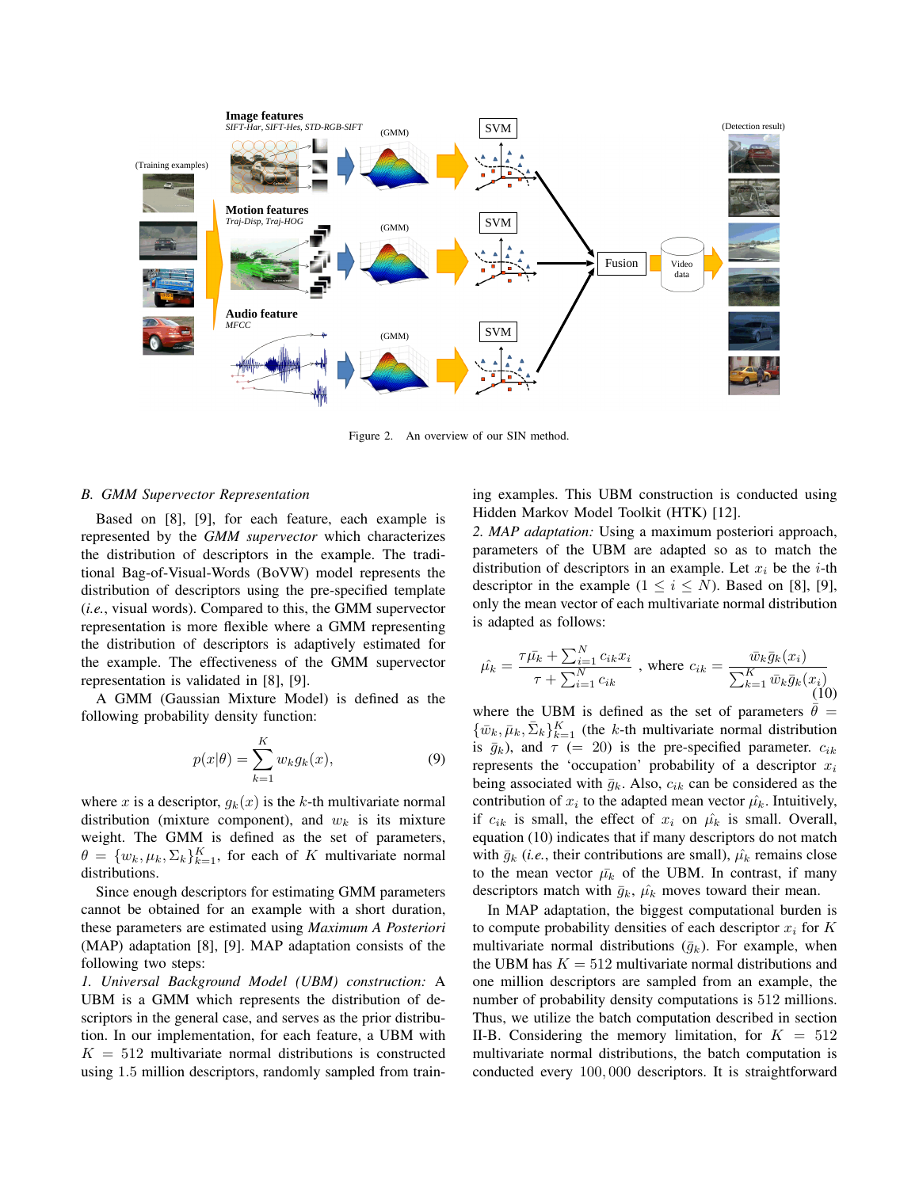Figure 2. An overview of our SIN method.

### B. GMM Supervector Representation

Based on [8], [9], for each feature, each example is represented by the *GMM supervector* which characterizes the distribution of descriptors in the example. The traditional Bag-of-Visual-Words (BoVW) model represents the distribution of descriptors using the pre-specified template (*i.e.*, visual words). Compared to this, the GMM supervector representation is more flexible where a GMM representing the distribution of descriptors is adaptively estimated for the example. The effectiveness of the GMM supervector representation is validated in [8], [9].

A GMM (Gaussian Mixture Model) is defined as the following probability density function:

$$p(x|\theta) = \sum_{k=1}^{K} w_k g_k(x), \tag{9}$$

where $x$ is a descriptor, $g_k(x)$ is the $k$-th multivariate normal distribution (mixture component), and $w_k$ is its mixture weight. The GMM is defined as the set of parameters, $\theta = \{w_k, \mu_k, \Sigma_k\}_{k=1}^{K}$, for each of $K$ multivariate normal distributions.

Since enough descriptors for estimating GMM parameters cannot be obtained for an example with a short duration, these parameters are estimated using *Maximum A Posteriori* (MAP) adaptation [8], [9]. MAP adaptation consists of the following two steps:

*1. Universal Background Model (UBM) construction:* A UBM is a GMM which represents the distribution of descriptors in the general case, and serves as the prior distribution. In our implementation, for each feature, a UBM with $K = 512$ multivariate normal distributions is constructed using 1.5 million descriptors, randomly sampled from training examples. This UBM construction is conducted using Hidden Markov Model Toolkit (HTK) [12].

*2. MAP adaptation:* Using a maximum posteriori approach, parameters of the UBM are adapted so as to match the distribution of descriptors in an example. Let $x_i$ be the $i$-th descriptor in the example ($1 \leq i \leq N$). Based on [8], [9], only the mean vector of each multivariate normal distribution is adapted as follows:

$$\hat{\mu_k} = \frac{\tau \bar{\mu}_k + \sum_{i=1}^{N} c_{ik} x_i}{\tau + \sum_{i=1}^{N} c_{ik}}, \text{ where } c_{ik} = \frac{\bar{w}_k \bar{g}_k(x_i)}{\sum_{k=1}^{K} \bar{w}_k \bar{g}_k(x_i)} \tag{10}$$

where the UBM is defined as the set of parameters $\bar{\theta} = \{\bar{w}_k, \bar{\mu}_k, \bar{\Sigma}_k\}_{k=1}^{K}$ (the $k$-th multivariate normal distribution is $\bar{g}_k$), and $\tau$ (= 20) is the pre-specified parameter. $c_{ik}$ represents the 'occupation' probability of a descriptor $x_i$ being associated with $\bar{g}_k$. Also, $c_{ik}$ can be considered as the contribution of $x_i$ to the adapted mean vector $\hat{\mu_k}$. Intuitively, if $c_{ik}$ is small, the effect of $x_i$ on $\hat{\mu_k}$ is small. Overall, equation (10) indicates that if many descriptors do not match with $\bar{g}_k$ (*i.e.*, their contributions are small), $\hat{\mu_k}$ remains close to the mean vector $\bar{\mu}_k$ of the UBM. In contrast, if many descriptors match with $\bar{g}_k$, $\hat{\mu_k}$ moves toward their mean.

In MAP adaptation, the biggest computational burden is to compute probability densities of each descriptor $x_i$ for $K$ multivariate normal distributions ($\bar{g}_k$). For example, when the UBM has $K = 512$ multivariate normal distributions and one million descriptors are sampled from an example, the number of probability density computations is 512 millions. Thus, we utilize the batch computation described in section II-B. Considering the memory limitation, for $K = 512$ multivariate normal distributions, the batch computation is conducted every $100,000$ descriptors. It is straightforward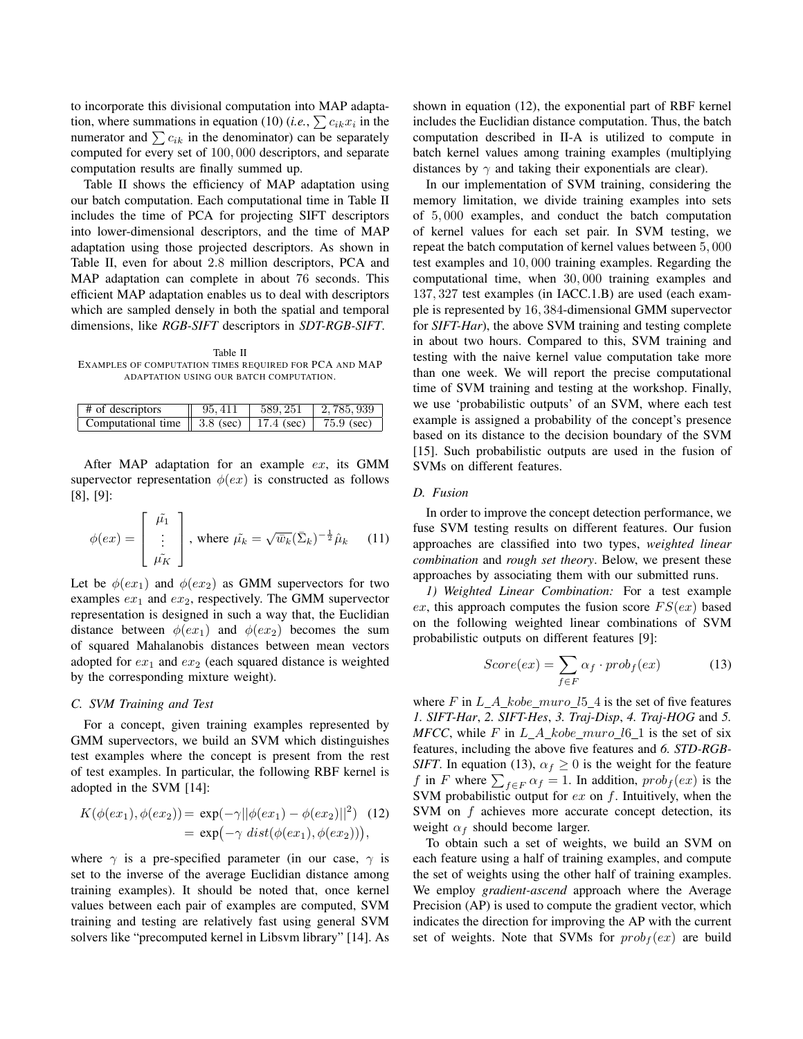to incorporate this divisional computation into MAP adaptation, where summations in equation (10) (*i.e.*, $\sum c_{ik} x_i$ in the numerator and $\sum c_{ik}$ in the denominator) can be separately computed for every set of $100,000$ descriptors, and separate computation results are finally summed up.

Table II shows the efficiency of MAP adaptation using our batch computation. Each computational time in Table II includes the time of PCA for projecting SIFT descriptors into lower-dimensional descriptors, and the time of MAP adaptation using those projected descriptors. As shown in Table II, even for about $2.8$ million descriptors, PCA and MAP adaptation can complete in about 76 seconds. This efficient MAP adaptation enables us to deal with descriptors which are sampled densely in both the spatial and temporal dimensions, like *RGB-SIFT* descriptors in *SDT-RGB-SIFT*.

Table II
EXAMPLES OF COMPUTATION TIMES REQUIRED FOR PCA AND MAP ADAPTATION USING OUR BATCH COMPUTATION.

| # of descriptors | $95,411$ | $589,251$ | $2,785,939$ |
|---|---|---|---|
| Computational time | $3.8$ (sec) | $17.4$ (sec) | $75.9$ (sec) |

After MAP adaptation for an example $ex$, its GMM supervector representation $\phi(ex)$ is constructed as follows [8], [9]:

$$\phi(ex) = \begin{bmatrix} \tilde{\mu_1} \\ \vdots \\ \tilde{\mu_K} \end{bmatrix}, \text{ where } \tilde{\mu_k} = \sqrt{\bar{w_k}} (\bar{\Sigma}_k)^{-\frac{1}{2}} \hat{\mu}_k \quad (11)$$

Let be $\phi(ex_1)$ and $\phi(ex_2)$ as GMM supervectors for two examples $ex_1$ and $ex_2$, respectively. The GMM supervector representation is designed in such a way that, the Euclidian distance between $\phi(ex_1)$ and $\phi(ex_2)$ becomes the sum of squared Mahalanobis distances between mean vectors adopted for $ex_1$ and $ex_2$ (each squared distance is weighted by the corresponding mixture weight).

### C. SVM Training and Test

For a concept, given training examples represented by GMM supervectors, we build an SVM which distinguishes test examples where the concept is present from the rest of test examples. In particular, the following RBF kernel is adopted in the SVM [14]:

$$\begin{aligned} K(\phi(ex_1), \phi(ex_2)) &= \exp(-\gamma ||\phi(ex_1) - \phi(ex_2)||^2) \quad (12) \\ &= \exp\big(-\gamma \; dist(\phi(ex_1), \phi(ex_2))\big), \end{aligned}$$

where $\gamma$ is a pre-specified parameter (in our case, $\gamma$ is set to the inverse of the average Euclidian distance among training examples). It should be noted that, once kernel values between each pair of examples are computed, SVM training and testing are relatively fast using general SVM solvers like "precomputed kernel in Libsvm library" [14]. As shown in equation (12), the exponential part of RBF kernel includes the Euclidian distance computation. Thus, the batch computation described in II-A is utilized to compute in batch kernel values among training examples (multiplying distances by $\gamma$ and taking their exponentials are clear).

In our implementation of SVM training, considering the memory limitation, we divide training examples into sets of $5,000$ examples, and conduct the batch computation of kernel values for each set pair. In SVM testing, we repeat the batch computation of kernel values between $5,000$ test examples and $10,000$ training examples. Regarding the computational time, when $30,000$ training examples and $137,327$ test examples (in IACC.1.B) are used (each example is represented by $16,384$-dimensional GMM supervector for *SIFT-Har*), the above SVM training and testing complete in about two hours. Compared to this, SVM training and testing with the naive kernel value computation take more than one week. We will report the precise computational time of SVM training and testing at the workshop. Finally, we use 'probabilistic outputs' of an SVM, where each test example is assigned a probability of the concept's presence based on its distance to the decision boundary of the SVM [15]. Such probabilistic outputs are used in the fusion of SVMs on different features.

### D. Fusion

In order to improve the concept detection performance, we fuse SVM testing results on different features. Our fusion approaches are classified into two types, *weighted linear combination* and *rough set theory*. Below, we present these approaches by associating them with our submitted runs.

*1) Weighted Linear Combination:* For a test example $ex$, this approach computes the fusion score $FS(ex)$ based on the following weighted linear combinations of SVM probabilistic outputs on different features [9]:

$$Score(ex) = \sum_{f \in F} \alpha_f \cdot prob_f(ex) \quad (13)$$

where $F$ in $L\_A\_kobe\_muro\_l5\_4$ is the set of five features *1. SIFT-Har*, *2. SIFT-Hes*, *3. Traj-Disp*, *4. Traj-HOG* and *5. MFCC*, while $F$ in $L\_A\_kobe\_muro\_l6\_1$ is the set of six features, including the above five features and *6. STD-RGB-SIFT*. In equation (13), $\alpha_f \geq 0$ is the weight for the feature $f$ in $F$ where $\sum_{f \in F} \alpha_f = 1$. In addition, $prob_f(ex)$ is the SVM probabilistic output for $ex$ on $f$. Intuitively, when the SVM on $f$ achieves more accurate concept detection, its weight $\alpha_f$ should become larger.

To obtain such a set of weights, we build an SVM on each feature using a half of training examples, and compute the set of weights using the other half of training examples. We employ *gradient-ascend* approach where the Average Precision (AP) is used to compute the gradient vector, which indicates the direction for improving the AP with the current set of weights. Note that SVMs for $prob_f(ex)$ are build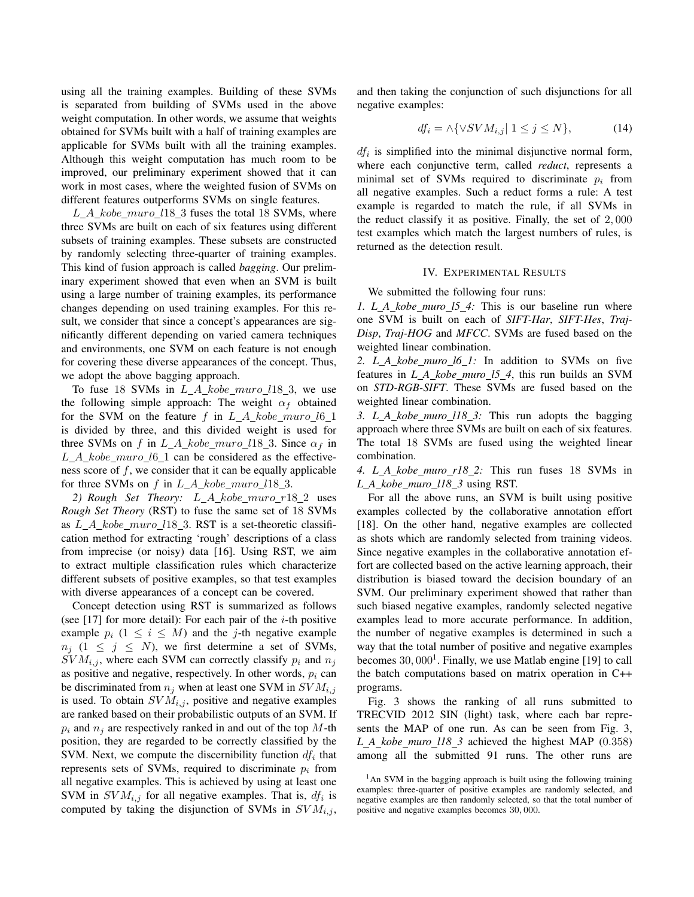using all the training examples. Building of these SVMs is separated from building of SVMs used in the above weight computation. In other words, we assume that weights obtained for SVMs built with a half of training examples are applicable for SVMs built with all the training examples. Although this weight computation has much room to be improved, our preliminary experiment showed that it can work in most cases, where the weighted fusion of SVMs on different features outperforms SVMs on single features.

$L\_A\_kobe\_muro\_l18\_3$ fuses the total 18 SVMs, where three SVMs are built on each of six features using different subsets of training examples. These subsets are constructed by randomly selecting three-quarter of training examples. This kind of fusion approach is called *bagging*. Our preliminary experiment showed that even when an SVM is built using a large number of training examples, its performance changes depending on used training examples. For this result, we consider that since a concept's appearances are significantly different depending on varied camera techniques and environments, one SVM on each feature is not enough for covering these diverse appearances of the concept. Thus, we adopt the above bagging approach.

To fuse 18 SVMs in $L\_A\_kobe\_muro\_l18\_3$, we use the following simple approach: The weight $\alpha_f$ obtained for the SVM on the feature $f$ in $L\_A\_kobe\_muro\_l6\_1$ is divided by three, and this divided weight is used for three SVMs on $f$ in $L\_A\_kobe\_muro\_l18\_3$. Since $\alpha_f$ in $L\_A\_kobe\_muro\_l6\_1$ can be considered as the effectiveness score of $f$, we consider that it can be equally applicable for three SVMs on $f$ in $L\_A\_kobe\_muro\_l18\_3$.

*2) Rough Set Theory:* $L\_A\_kobe\_muro\_r18\_2$ uses *Rough Set Theory* (RST) to fuse the same set of 18 SVMs as $L\_A\_kobe\_muro\_l18\_3$. RST is a set-theoretic classification method for extracting 'rough' descriptions of a class from imprecise (or noisy) data [16]. Using RST, we aim to extract multiple classification rules which characterize different subsets of positive examples, so that test examples with diverse appearances of a concept can be covered.

Concept detection using RST is summarized as follows (see [17] for more detail): For each pair of the $i$-th positive example $p_i$ ($1 \leq i \leq M$) and the $j$-th negative example $n_j$ ($1 \leq j \leq N$), we first determine a set of SVMs, $SVM_{i,j}$, where each SVM can correctly classify $p_i$ and $n_j$ as positive and negative, respectively. In other words, $p_i$ can be discriminated from $n_j$ when at least one SVM in $SVM_{i,j}$ is used. To obtain $SVM_{i,j}$, positive and negative examples are ranked based on their probabilistic outputs of an SVM. If $p_i$ and $n_j$ are respectively ranked in and out of the top $M$-th position, they are regarded to be correctly classified by the SVM. Next, we compute the discernibility function $df_i$ that represents sets of SVMs, required to discriminate $p_i$ from all negative examples. This is achieved by using at least one SVM in $SVM_{i,j}$ for all negative examples. That is, $df_i$ is computed by taking the disjunction of SVMs in $SVM_{i,j}$, and then taking the conjunction of such disjunctions for all negative examples:

$$df_i = \wedge\{\vee SVM_{i,j} |\ 1 \leq j \leq N\}, \tag{14}$$

$df_i$ is simplified into the minimal disjunctive normal form, where each conjunctive term, called *reduct*, represents a minimal set of SVMs required to discriminate $p_i$ from all negative examples. Such a reduct forms a rule: A test example is regarded to match the rule, if all SVMs in the reduct classify it as positive. Finally, the set of $2,000$ test examples which match the largest numbers of rules, is returned as the detection result.

## IV. Experimental Results

We submitted the following four runs:

*1. L_A_kobe_muro_l5_4:* This is our baseline run where one SVM is built on each of *SIFT-Har*, *SIFT-Hes*, *Traj-Disp*, *Traj-HOG* and *MFCC*. SVMs are fused based on the weighted linear combination.

*2. L_A_kobe_muro_l6_1:* In addition to SVMs on five features in *L_A_kobe_muro_l5_4*, this run builds an SVM on *STD-RGB-SIFT*. These SVMs are fused based on the weighted linear combination.

*3. L_A_kobe_muro_l18_3:* This run adopts the bagging approach where three SVMs are built on each of six features. The total 18 SVMs are fused using the weighted linear combination.

*4. L_A_kobe_muro_r18_2:* This run fuses 18 SVMs in *L_A_kobe_muro_l18_3* using RST.

For all the above runs, an SVM is built using positive examples collected by the collaborative annotation effort [18]. On the other hand, negative examples are collected as shots which are randomly selected from training videos. Since negative examples in the collaborative annotation effort are collected based on the active learning approach, their distribution is biased toward the decision boundary of an SVM. Our preliminary experiment showed that rather than such biased negative examples, randomly selected negative examples lead to more accurate performance. In addition, the number of negative examples is determined in such a way that the total number of positive and negative examples becomes $30,000$[1]. Finally, we use Matlab engine [19] to call the batch computations based on matrix operation in C++ programs.

Fig. 3 shows the ranking of all runs submitted to TRECVID 2012 SIN (light) task, where each bar represents the MAP of one run. As can be seen from Fig. 3, *L_A_kobe_muro_l18_3* achieved the highest MAP (0.358) among all the submitted 91 runs. The other runs are

[1] An SVM in the bagging approach is built using the following training examples: three-quarter of positive examples are randomly selected, and negative examples are then randomly selected, so that the total number of positive and negative examples becomes $30,000$.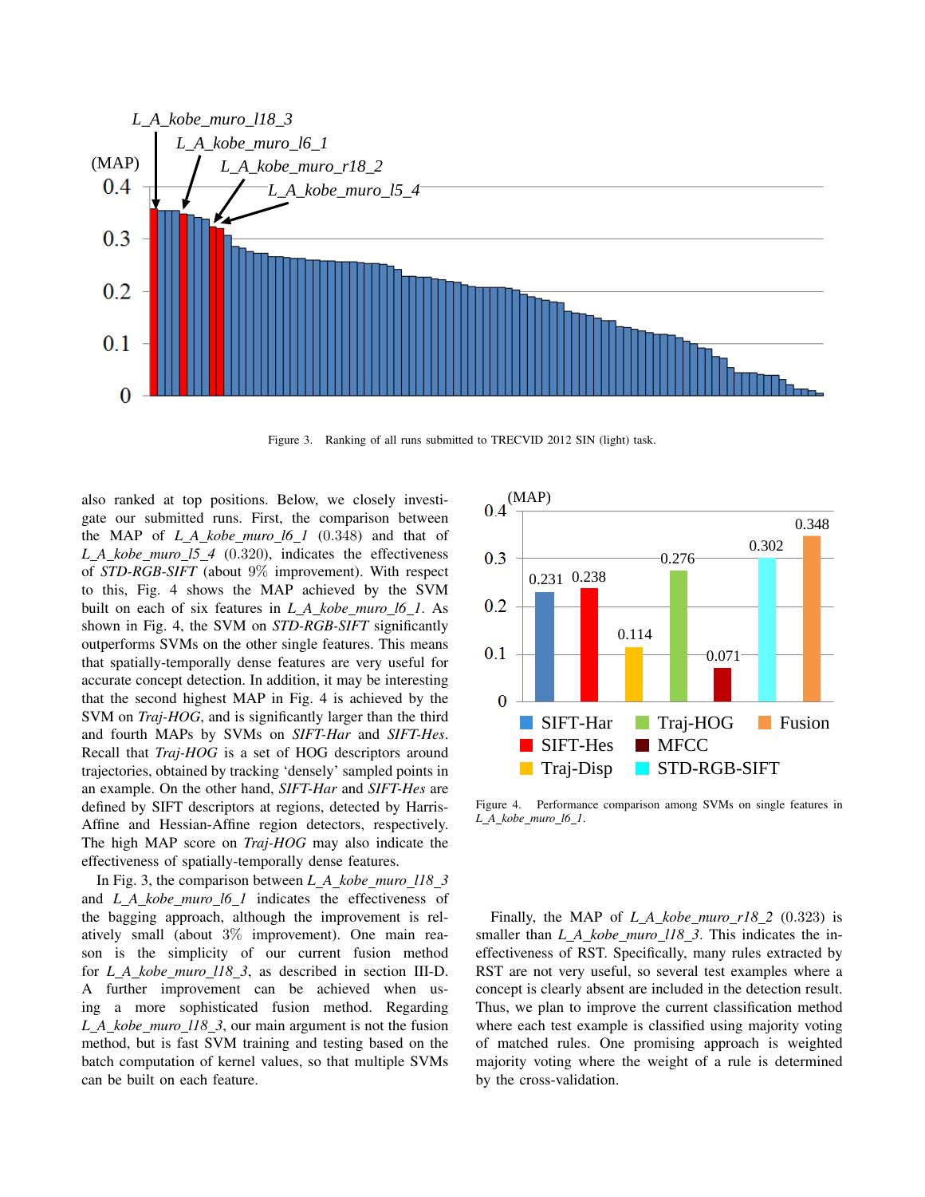Figure 3. Ranking of all runs submitted to TRECVID 2012 SIN (light) task.

also ranked at top positions. Below, we closely investigate our submitted runs. First, the comparison between the MAP of *L_A_kobe_muro_l6_1* (0.348) and that of *L_A_kobe_muro_l5_4* (0.320), indicates the effectiveness of *STD-RGB-SIFT* (about 9% improvement). With respect to this, Fig. 4 shows the MAP achieved by the SVM built on each of six features in *L_A_kobe_muro_l6_1*. As shown in Fig. 4, the SVM on *STD-RGB-SIFT* significantly outperforms SVMs on the other single features. This means that spatially-temporally dense features are very useful for accurate concept detection. In addition, it may be interesting that the second highest MAP in Fig. 4 is achieved by the SVM on *Traj-HOG*, and is significantly larger than the third and fourth MAPs by SVMs on *SIFT-Har* and *SIFT-Hes*. Recall that *Traj-HOG* is a set of HOG descriptors around trajectories, obtained by tracking 'densely' sampled points in an example. On the other hand, *SIFT-Har* and *SIFT-Hes* are defined by SIFT descriptors at regions, detected by Harris-Affine and Hessian-Affine region detectors, respectively. The high MAP score on *Traj-HOG* may also indicate the effectiveness of spatially-temporally dense features.

In Fig. 3, the comparison between *L_A_kobe_muro_l18_3* and *L_A_kobe_muro_l6_1* indicates the effectiveness of the bagging approach, although the improvement is relatively small (about 3% improvement). One main reason is the simplicity of our current fusion method for *L_A_kobe_muro_l18_3*, as described in section III-D. A further improvement can be achieved when using a more sophisticated fusion method. Regarding *L_A_kobe_muro_l18_3*, our main argument is not the fusion method, but is fast SVM training and testing based on the batch computation of kernel values, so that multiple SVMs can be built on each feature.

Figure 4. Performance comparison among SVMs on single features in *L_A_kobe_muro_l6_1*.

Finally, the MAP of *L_A_kobe_muro_r18_2* (0.323) is smaller than *L_A_kobe_muro_l18_3*. This indicates the ineffectiveness of RST. Specifically, many rules extracted by RST are not very useful, so several test examples where a concept is clearly absent are included in the detection result. Thus, we plan to improve the current classification method where each test example is classified using majority voting of matched rules. One promising approach is weighted majority voting where the weight of a rule is determined by the cross-validation.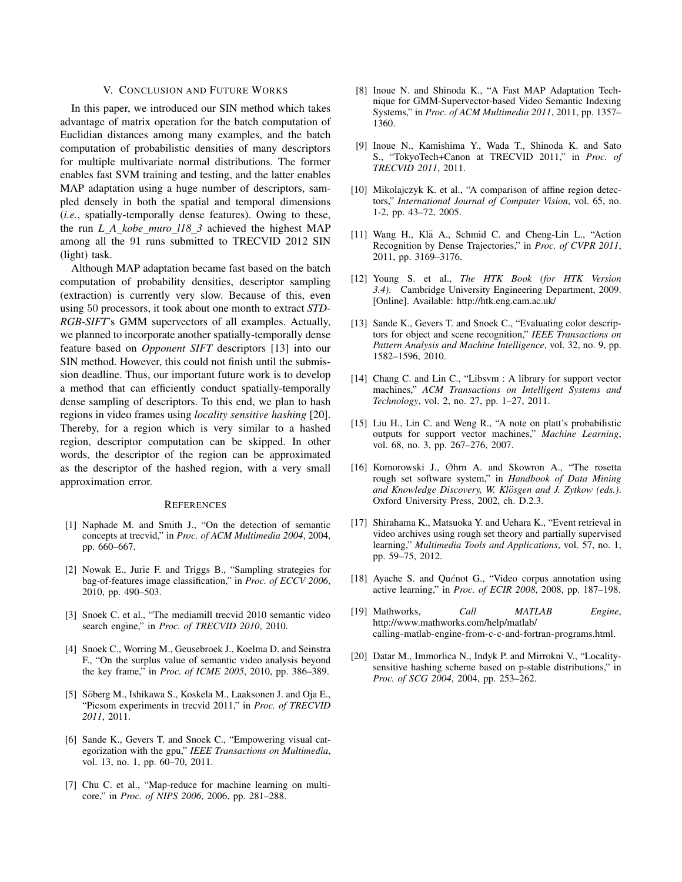## V. Conclusion and Future Works

In this paper, we introduced our SIN method which takes advantage of matrix operation for the batch computation of Euclidian distances among many examples, and the batch computation of probabilistic densities of many descriptors for multiple multivariate normal distributions. The former enables fast SVM training and testing, and the latter enables MAP adaptation using a huge number of descriptors, sampled densely in both the spatial and temporal dimensions (*i.e.*, spatially-temporally dense features). Owing to these, the run *L_A_kobe_muro_l18_3* achieved the highest MAP among all the 91 runs submitted to TRECVID 2012 SIN (light) task.

Although MAP adaptation became fast based on the batch computation of probability densities, descriptor sampling (extraction) is currently very slow. Because of this, even using 50 processors, it took about one month to extract *STD-RGB-SIFT*'s GMM supervectors of all examples. Actually, we planned to incorporate another spatially-temporally dense feature based on *Opponent SIFT* descriptors [13] into our SIN method. However, this could not finish until the submission deadline. Thus, our important future work is to develop a method that can efficiently conduct spatially-temporally dense sampling of descriptors. To this end, we plan to hash regions in video frames using *locality sensitive hashing* [20]. Thereby, for a region which is very similar to a hashed region, descriptor computation can be skipped. In other words, the descriptor of the region can be approximated as the descriptor of the hashed region, with a very small approximation error.

## References

[1] Naphade M. and Smith J., "On the detection of semantic concepts at trecvid," in *Proc. of ACM Multimedia 2004*, 2004, pp. 660–667.

[2] Nowak E., Jurie F. and Triggs B., "Sampling strategies for bag-of-features image classification," in *Proc. of ECCV 2006*, 2010, pp. 490–503.

[3] Snoek C. et al., "The mediamill trecvid 2010 semantic video search engine," in *Proc. of TRECVID 2010*, 2010.

[4] Snoek C., Worring M., Geusebroek J., Koelma D. and Seinstra F., "On the surplus value of semantic video analysis beyond the key frame," in *Proc. of ICME 2005*, 2010, pp. 386–389.

[5] Söberg M., Ishikawa S., Koskela M., Laaksonen J. and Oja E., "Picsom experiments in trecvid 2011," in *Proc. of TRECVID 2011*, 2011.

[6] Sande K., Gevers T. and Snoek C., "Empowering visual categorization with the gpu," *IEEE Transactions on Multimedia*, vol. 13, no. 1, pp. 60–70, 2011.

[7] Chu C. et al., "Map-reduce for machine learning on multicore," in *Proc. of NIPS 2006*, 2006, pp. 281–288.

[8] Inoue N. and Shinoda K., "A Fast MAP Adaptation Technique for GMM-Supervector-based Video Semantic Indexing Systems," in *Proc. of ACM Multimedia 2011*, 2011, pp. 1357–1360.

[9] Inoue N., Kamishima Y., Wada T., Shinoda K. and Sato S., "TokyoTech+Canon at TRECVID 2011," in *Proc. of TRECVID 2011*, 2011.

[10] Mikolajczyk K. et al., "A comparison of affine region detectors," *International Journal of Computer Vision*, vol. 65, no. 1-2, pp. 43–72, 2005.

[11] Wang H., Klä A., Schmid C. and Cheng-Lin L., "Action Recognition by Dense Trajectories," in *Proc. of CVPR 2011*, 2011, pp. 3169–3176.

[12] Young S. et al., *The HTK Book (for HTK Version 3.4)*. Cambridge University Engineering Department, 2009. [Online]. Available: http://htk.eng.cam.ac.uk/

[13] Sande K., Gevers T. and Snoek C., "Evaluating color descriptors for object and scene recognition," *IEEE Transactions on Pattern Analysis and Machine Intelligence*, vol. 32, no. 9, pp. 1582–1596, 2010.

[14] Chang C. and Lin C., "Libsvm : A library for support vector machines," *ACM Transactions on Intelligent Systems and Technology*, vol. 2, no. 27, pp. 1–27, 2011.

[15] Liu H., Lin C. and Weng R., "A note on platt's probabilistic outputs for support vector machines," *Machine Learning*, vol. 68, no. 3, pp. 267–276, 2007.

[16] Komorowski J., Øhrn A. and Skowron A., "The rosetta rough set software system," in *Handbook of Data Mining and Knowledge Discovery, W. Klösgen and J. Zytkow (eds.)*. Oxford University Press, 2002, ch. D.2.3.

[17] Shirahama K., Matsuoka Y. and Uehara K., "Event retrieval in video archives using rough set theory and partially supervised learning," *Multimedia Tools and Applications*, vol. 57, no. 1, pp. 59–75, 2012.

[18] Ayache S. and Quénot G., "Video corpus annotation using active learning," in *Proc. of ECIR 2008*, 2008, pp. 187–198.

[19] Mathworks, *Call MATLAB Engine*, http://www.mathworks.com/help/matlab/calling-matlab-engine-from-c-c-and-fortran-programs.html.

[20] Datar M., Immorlica N., Indyk P. and Mirrokni V., "Locality-sensitive hashing scheme based on p-stable distributions," in *Proc. of SCG 2004*, 2004, pp. 253–262.